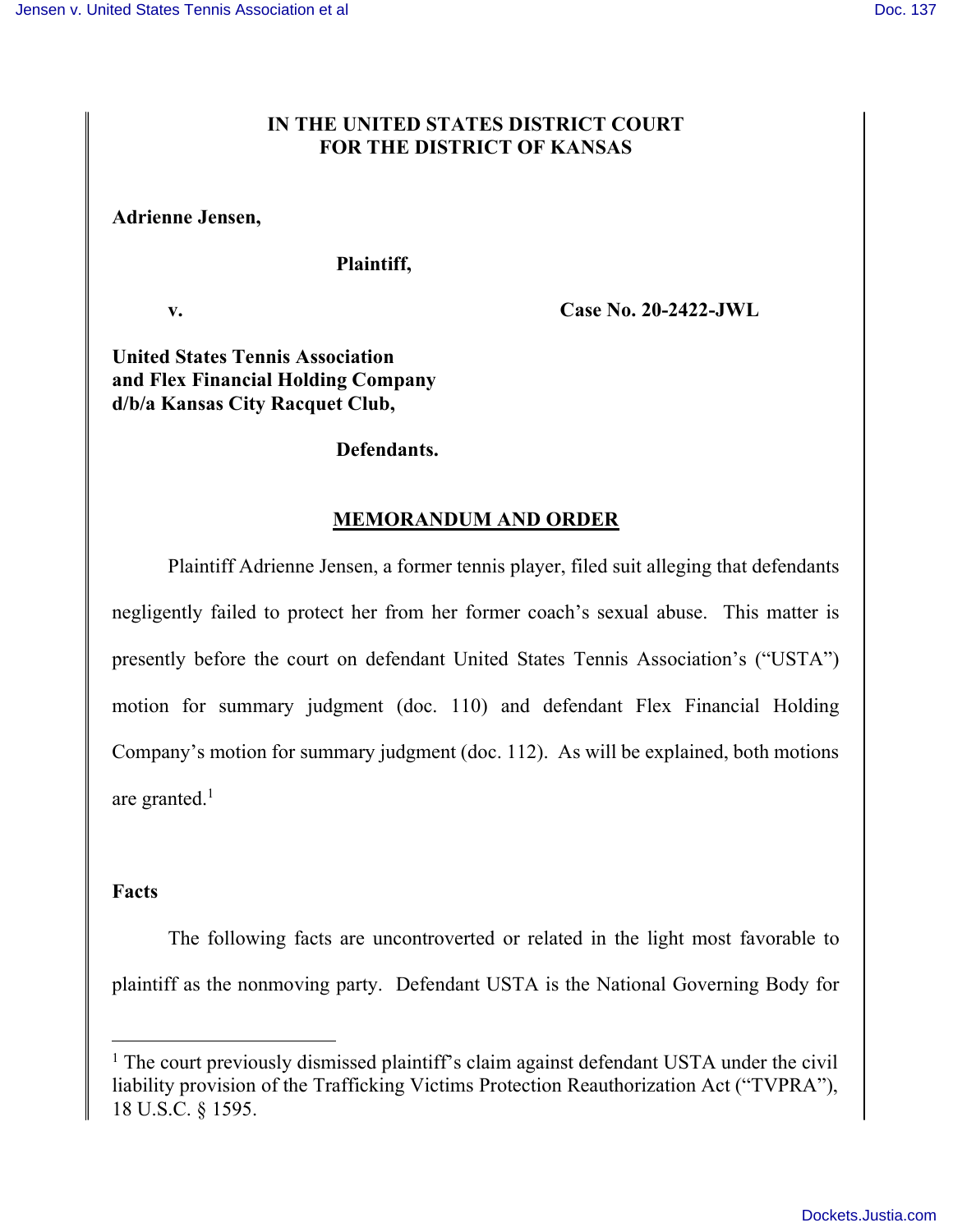**IN THE UNITED STATES DISTRICT COURT**
**FOR THE DISTRICT OF KANSAS**

**Adrienne Jensen,**

**Plaintiff,**

**v. Case No. 20-2422-JWL**

**United States Tennis Association**
**and Flex Financial Holding Company**
**d/b/a Kansas City Racquet Club,**

**Defendants.**

## MEMORANDUM AND ORDER

Plaintiff Adrienne Jensen, a former tennis player, filed suit alleging that defendants negligently failed to protect her from her former coach's sexual abuse. This matter is presently before the court on defendant United States Tennis Association's ("USTA") motion for summary judgment (doc. 110) and defendant Flex Financial Holding Company's motion for summary judgment (doc. 112). As will be explained, both motions are granted.[1]

### Facts

The following facts are uncontroverted or related in the light most favorable to plaintiff as the nonmoving party. Defendant USTA is the National Governing Body for

---

[1] The court previously dismissed plaintiff's claim against defendant USTA under the civil liability provision of the Trafficking Victims Protection Reauthorization Act ("TVPRA"), 18 U.S.C. § 1595.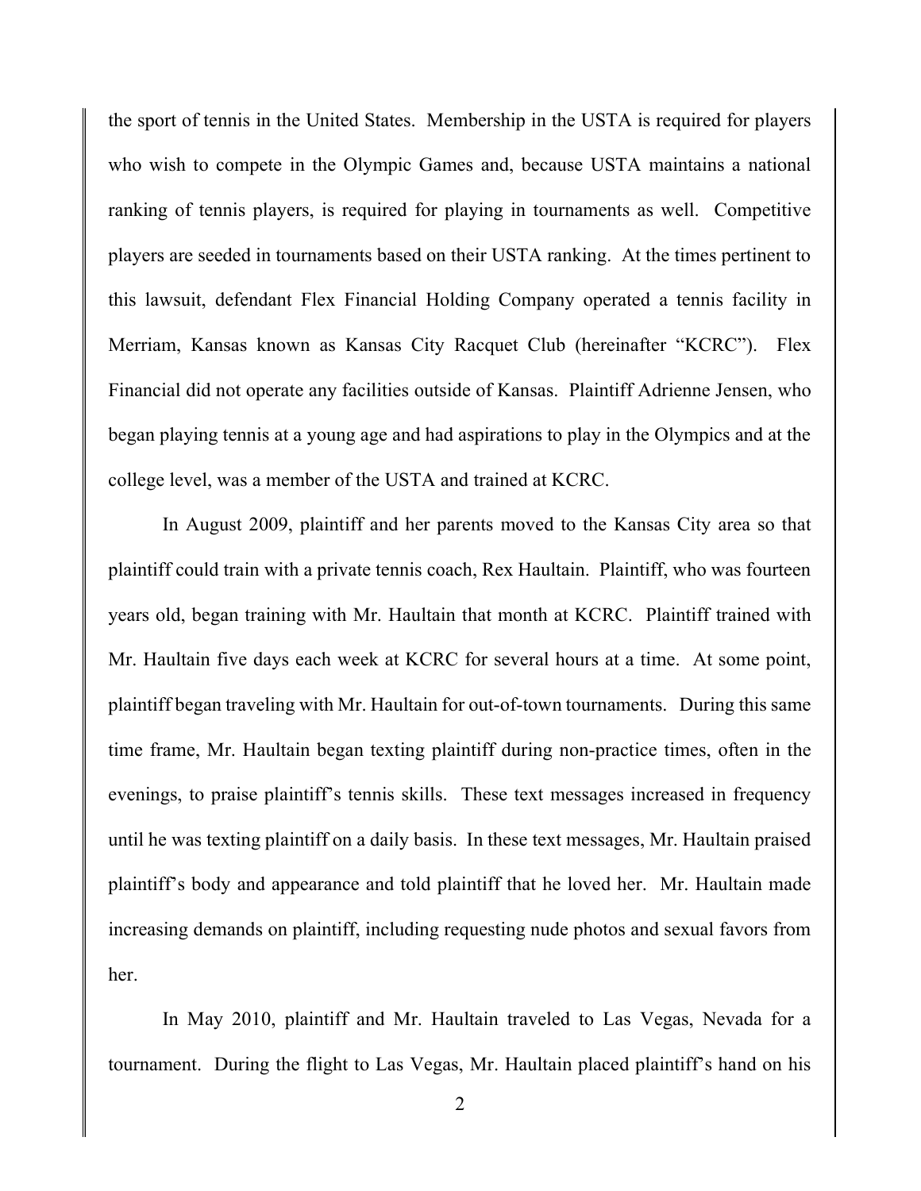the sport of tennis in the United States. Membership in the USTA is required for players who wish to compete in the Olympic Games and, because USTA maintains a national ranking of tennis players, is required for playing in tournaments as well. Competitive players are seeded in tournaments based on their USTA ranking. At the times pertinent to this lawsuit, defendant Flex Financial Holding Company operated a tennis facility in Merriam, Kansas known as Kansas City Racquet Club (hereinafter "KCRC"). Flex Financial did not operate any facilities outside of Kansas. Plaintiff Adrienne Jensen, who began playing tennis at a young age and had aspirations to play in the Olympics and at the college level, was a member of the USTA and trained at KCRC.

In August 2009, plaintiff and her parents moved to the Kansas City area so that plaintiff could train with a private tennis coach, Rex Haultain. Plaintiff, who was fourteen years old, began training with Mr. Haultain that month at KCRC. Plaintiff trained with Mr. Haultain five days each week at KCRC for several hours at a time. At some point, plaintiff began traveling with Mr. Haultain for out-of-town tournaments. During this same time frame, Mr. Haultain began texting plaintiff during non-practice times, often in the evenings, to praise plaintiff's tennis skills. These text messages increased in frequency until he was texting plaintiff on a daily basis. In these text messages, Mr. Haultain praised plaintiff's body and appearance and told plaintiff that he loved her. Mr. Haultain made increasing demands on plaintiff, including requesting nude photos and sexual favors from her.

In May 2010, plaintiff and Mr. Haultain traveled to Las Vegas, Nevada for a tournament. During the flight to Las Vegas, Mr. Haultain placed plaintiff's hand on his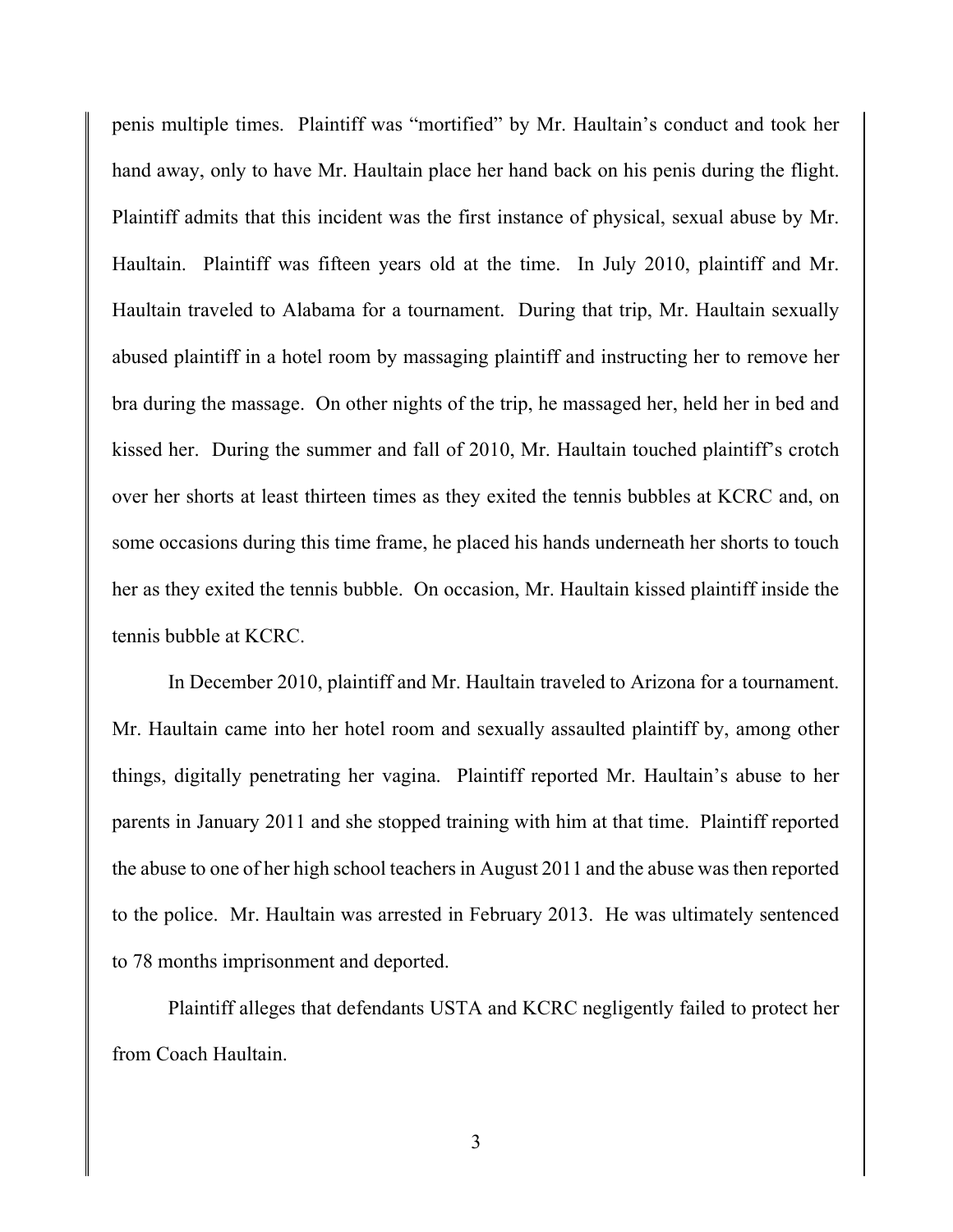penis multiple times. Plaintiff was "mortified" by Mr. Haultain's conduct and took her hand away, only to have Mr. Haultain place her hand back on his penis during the flight. Plaintiff admits that this incident was the first instance of physical, sexual abuse by Mr. Haultain. Plaintiff was fifteen years old at the time. In July 2010, plaintiff and Mr. Haultain traveled to Alabama for a tournament. During that trip, Mr. Haultain sexually abused plaintiff in a hotel room by massaging plaintiff and instructing her to remove her bra during the massage. On other nights of the trip, he massaged her, held her in bed and kissed her. During the summer and fall of 2010, Mr. Haultain touched plaintiff's crotch over her shorts at least thirteen times as they exited the tennis bubbles at KCRC and, on some occasions during this time frame, he placed his hands underneath her shorts to touch her as they exited the tennis bubble. On occasion, Mr. Haultain kissed plaintiff inside the tennis bubble at KCRC.

In December 2010, plaintiff and Mr. Haultain traveled to Arizona for a tournament. Mr. Haultain came into her hotel room and sexually assaulted plaintiff by, among other things, digitally penetrating her vagina. Plaintiff reported Mr. Haultain's abuse to her parents in January 2011 and she stopped training with him at that time. Plaintiff reported the abuse to one of her high school teachers in August 2011 and the abuse was then reported to the police. Mr. Haultain was arrested in February 2013. He was ultimately sentenced to 78 months imprisonment and deported.

Plaintiff alleges that defendants USTA and KCRC negligently failed to protect her from Coach Haultain.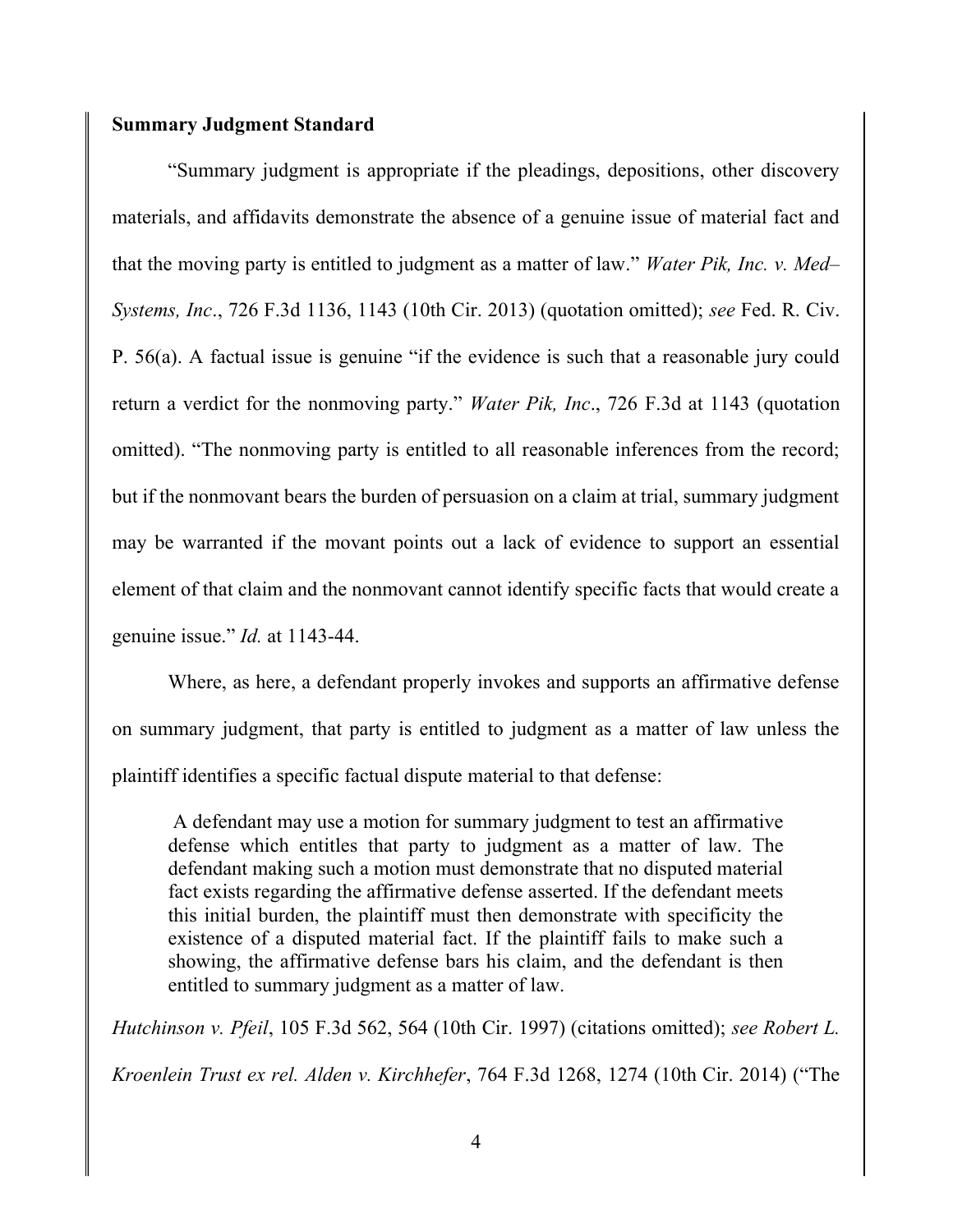**Summary Judgment Standard**

"Summary judgment is appropriate if the pleadings, depositions, other discovery materials, and affidavits demonstrate the absence of a genuine issue of material fact and that the moving party is entitled to judgment as a matter of law." *Water Pik, Inc. v. Med–Systems, Inc*., 726 F.3d 1136, 1143 (10th Cir. 2013) (quotation omitted); *see* Fed. R. Civ. P. 56(a). A factual issue is genuine "if the evidence is such that a reasonable jury could return a verdict for the nonmoving party." *Water Pik, Inc*., 726 F.3d at 1143 (quotation omitted). "The nonmoving party is entitled to all reasonable inferences from the record; but if the nonmovant bears the burden of persuasion on a claim at trial, summary judgment may be warranted if the movant points out a lack of evidence to support an essential element of that claim and the nonmovant cannot identify specific facts that would create a genuine issue." *Id.* at 1143-44.

Where, as here, a defendant properly invokes and supports an affirmative defense on summary judgment, that party is entitled to judgment as a matter of law unless the plaintiff identifies a specific factual dispute material to that defense:

> A defendant may use a motion for summary judgment to test an affirmative defense which entitles that party to judgment as a matter of law. The defendant making such a motion must demonstrate that no disputed material fact exists regarding the affirmative defense asserted. If the defendant meets this initial burden, the plaintiff must then demonstrate with specificity the existence of a disputed material fact. If the plaintiff fails to make such a showing, the affirmative defense bars his claim, and the defendant is then entitled to summary judgment as a matter of law.

*Hutchinson v. Pfeil*, 105 F.3d 562, 564 (10th Cir. 1997) (citations omitted); *see Robert L. Kroenlein Trust ex rel. Alden v. Kirchhefer*, 764 F.3d 1268, 1274 (10th Cir. 2014) ("The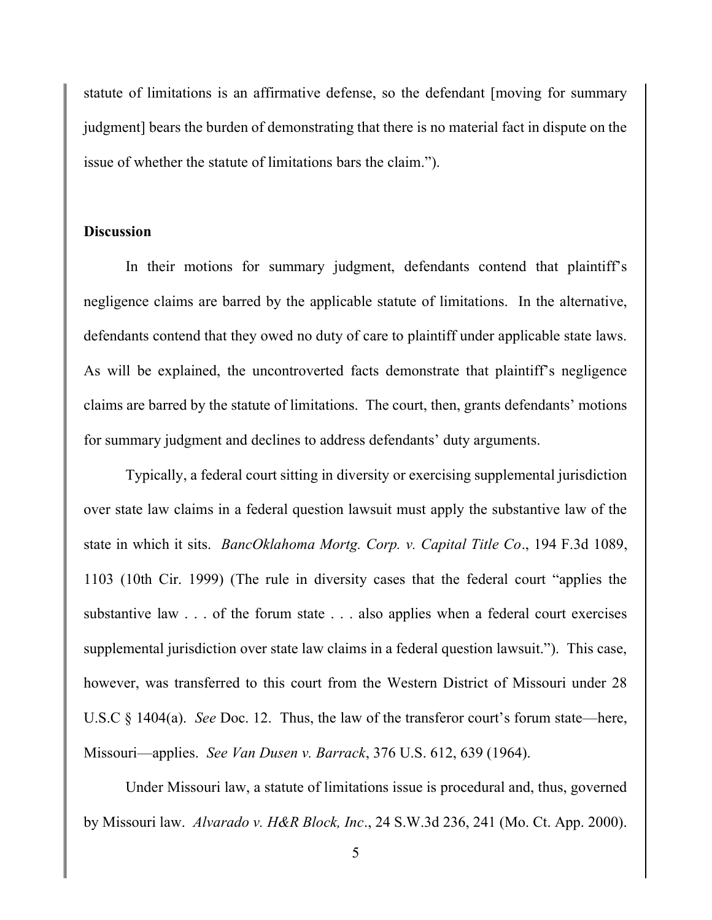statute of limitations is an affirmative defense, so the defendant [moving for summary judgment] bears the burden of demonstrating that there is no material fact in dispute on the issue of whether the statute of limitations bars the claim.").

**Discussion**

In their motions for summary judgment, defendants contend that plaintiff's negligence claims are barred by the applicable statute of limitations. In the alternative, defendants contend that they owed no duty of care to plaintiff under applicable state laws. As will be explained, the uncontroverted facts demonstrate that plaintiff's negligence claims are barred by the statute of limitations. The court, then, grants defendants' motions for summary judgment and declines to address defendants' duty arguments.

Typically, a federal court sitting in diversity or exercising supplemental jurisdiction over state law claims in a federal question lawsuit must apply the substantive law of the state in which it sits. *BancOklahoma Mortg. Corp. v. Capital Title Co*., 194 F.3d 1089, 1103 (10th Cir. 1999) (The rule in diversity cases that the federal court "applies the substantive law . . . of the forum state . . . also applies when a federal court exercises supplemental jurisdiction over state law claims in a federal question lawsuit."). This case, however, was transferred to this court from the Western District of Missouri under 28 U.S.C § 1404(a). *See* Doc. 12. Thus, the law of the transferor court's forum state—here, Missouri—applies. *See Van Dusen v. Barrack*, 376 U.S. 612, 639 (1964).

Under Missouri law, a statute of limitations issue is procedural and, thus, governed by Missouri law. *Alvarado v. H&R Block, Inc*., 24 S.W.3d 236, 241 (Mo. Ct. App. 2000).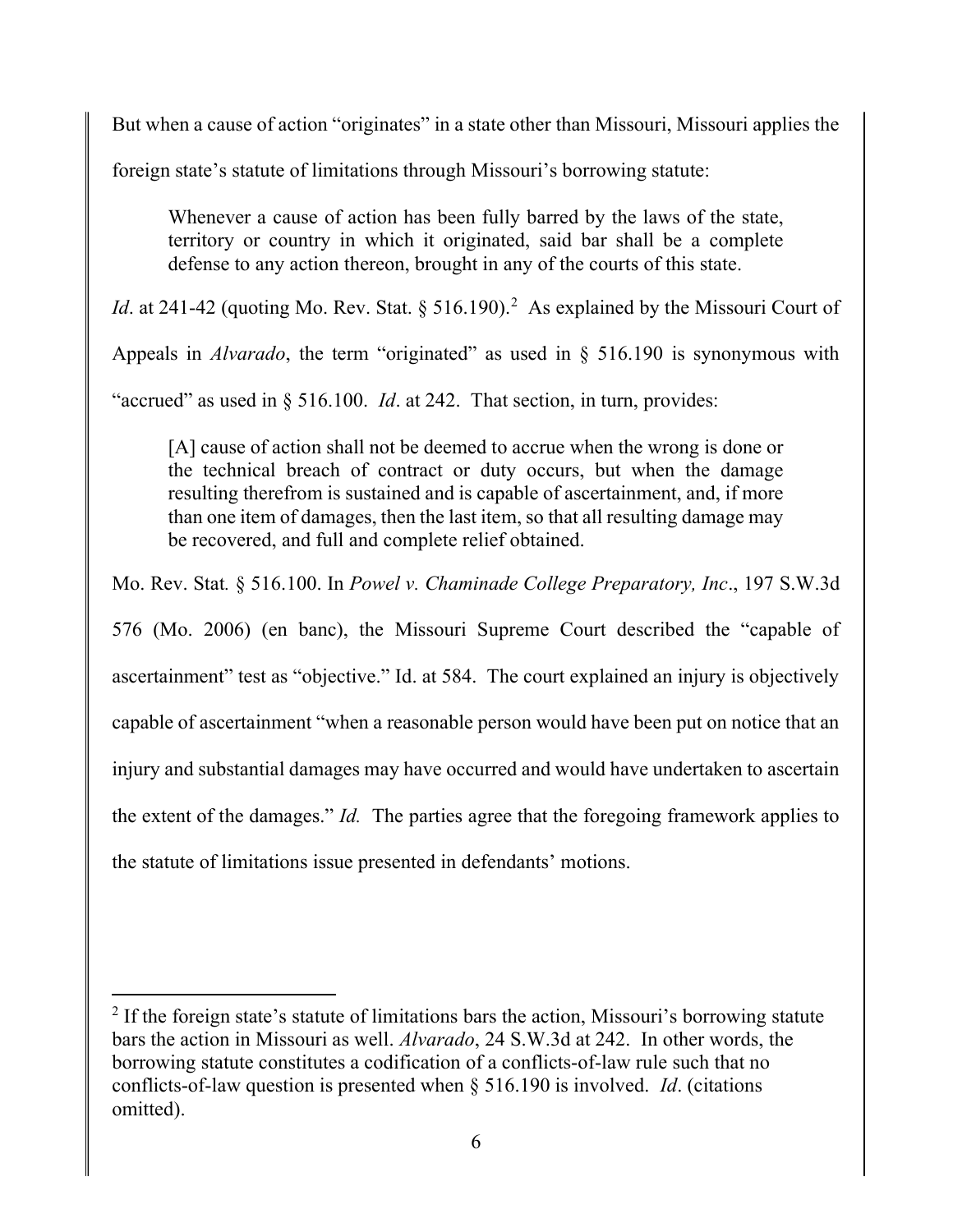But when a cause of action "originates" in a state other than Missouri, Missouri applies the foreign state's statute of limitations through Missouri's borrowing statute:

> Whenever a cause of action has been fully barred by the laws of the state, territory or country in which it originated, said bar shall be a complete defense to any action thereon, brought in any of the courts of this state.

*Id*. at 241-42 (quoting Mo. Rev. Stat. § 516.190).[2] As explained by the Missouri Court of Appeals in *Alvarado*, the term "originated" as used in § 516.190 is synonymous with "accrued" as used in § 516.100. *Id*. at 242. That section, in turn, provides:

> [A] cause of action shall not be deemed to accrue when the wrong is done or the technical breach of contract or duty occurs, but when the damage resulting therefrom is sustained and is capable of ascertainment, and, if more than one item of damages, then the last item, so that all resulting damage may be recovered, and full and complete relief obtained.

Mo. Rev. Stat*.* § 516.100. In *Powel v. Chaminade College Preparatory, Inc*., 197 S.W.3d 576 (Mo. 2006) (en banc), the Missouri Supreme Court described the "capable of ascertainment" test as "objective." Id. at 584. The court explained an injury is objectively capable of ascertainment "when a reasonable person would have been put on notice that an injury and substantial damages may have occurred and would have undertaken to ascertain the extent of the damages." *Id.* The parties agree that the foregoing framework applies to the statute of limitations issue presented in defendants' motions.

[2] If the foreign state's statute of limitations bars the action, Missouri's borrowing statute bars the action in Missouri as well. *Alvarado*, 24 S.W.3d at 242. In other words, the borrowing statute constitutes a codification of a conflicts-of-law rule such that no conflicts-of-law question is presented when § 516.190 is involved. *Id*. (citations omitted).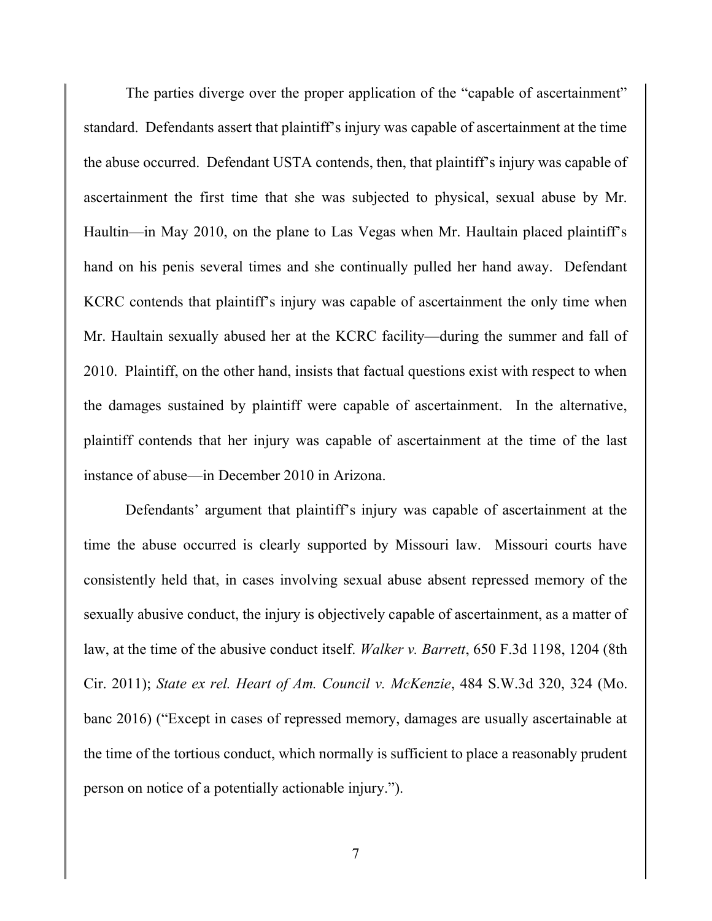The parties diverge over the proper application of the "capable of ascertainment" standard. Defendants assert that plaintiff's injury was capable of ascertainment at the time the abuse occurred. Defendant USTA contends, then, that plaintiff's injury was capable of ascertainment the first time that she was subjected to physical, sexual abuse by Mr. Haultin—in May 2010, on the plane to Las Vegas when Mr. Haultain placed plaintiff's hand on his penis several times and she continually pulled her hand away. Defendant KCRC contends that plaintiff's injury was capable of ascertainment the only time when Mr. Haultain sexually abused her at the KCRC facility—during the summer and fall of 2010. Plaintiff, on the other hand, insists that factual questions exist with respect to when the damages sustained by plaintiff were capable of ascertainment. In the alternative, plaintiff contends that her injury was capable of ascertainment at the time of the last instance of abuse—in December 2010 in Arizona.

Defendants' argument that plaintiff's injury was capable of ascertainment at the time the abuse occurred is clearly supported by Missouri law. Missouri courts have consistently held that, in cases involving sexual abuse absent repressed memory of the sexually abusive conduct, the injury is objectively capable of ascertainment, as a matter of law, at the time of the abusive conduct itself. *Walker v. Barrett*, 650 F.3d 1198, 1204 (8th Cir. 2011); *State ex rel. Heart of Am. Council v. McKenzie*, 484 S.W.3d 320, 324 (Mo. banc 2016) ("Except in cases of repressed memory, damages are usually ascertainable at the time of the tortious conduct, which normally is sufficient to place a reasonably prudent person on notice of a potentially actionable injury.").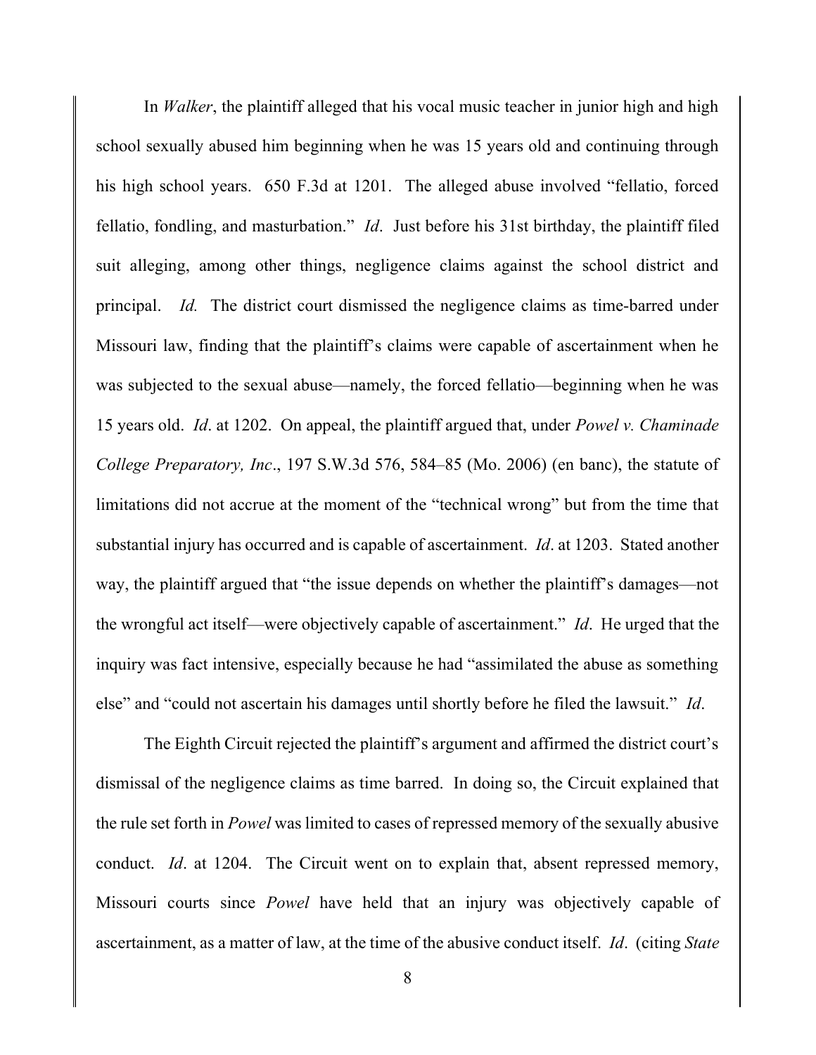In *Walker*, the plaintiff alleged that his vocal music teacher in junior high and high school sexually abused him beginning when he was 15 years old and continuing through his high school years. 650 F.3d at 1201. The alleged abuse involved "fellatio, forced fellatio, fondling, and masturbation." *Id*. Just before his 31st birthday, the plaintiff filed suit alleging, among other things, negligence claims against the school district and principal. *Id.* The district court dismissed the negligence claims as time-barred under Missouri law, finding that the plaintiff's claims were capable of ascertainment when he was subjected to the sexual abuse—namely, the forced fellatio—beginning when he was 15 years old. *Id*. at 1202. On appeal, the plaintiff argued that, under *Powel v. Chaminade College Preparatory, Inc*., 197 S.W.3d 576, 584–85 (Mo. 2006) (en banc), the statute of limitations did not accrue at the moment of the "technical wrong" but from the time that substantial injury has occurred and is capable of ascertainment. *Id*. at 1203. Stated another way, the plaintiff argued that "the issue depends on whether the plaintiff's damages—not the wrongful act itself—were objectively capable of ascertainment." *Id*. He urged that the inquiry was fact intensive, especially because he had "assimilated the abuse as something else" and "could not ascertain his damages until shortly before he filed the lawsuit." *Id*.

The Eighth Circuit rejected the plaintiff's argument and affirmed the district court's dismissal of the negligence claims as time barred. In doing so, the Circuit explained that the rule set forth in *Powel* was limited to cases of repressed memory of the sexually abusive conduct. *Id*. at 1204. The Circuit went on to explain that, absent repressed memory, Missouri courts since *Powel* have held that an injury was objectively capable of ascertainment, as a matter of law, at the time of the abusive conduct itself. *Id*. (citing *State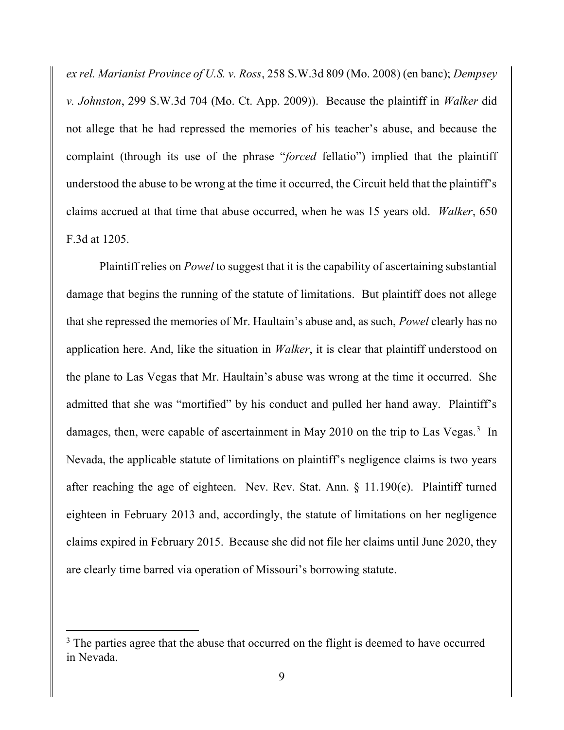*ex rel. Marianist Province of U.S. v. Ross*, 258 S.W.3d 809 (Mo. 2008) (en banc); *Dempsey v. Johnston*, 299 S.W.3d 704 (Mo. Ct. App. 2009)). Because the plaintiff in *Walker* did not allege that he had repressed the memories of his teacher's abuse, and because the complaint (through its use of the phrase "*forced* fellatio") implied that the plaintiff understood the abuse to be wrong at the time it occurred, the Circuit held that the plaintiff's claims accrued at that time that abuse occurred, when he was 15 years old. *Walker*, 650 F.3d at 1205.

Plaintiff relies on *Powel* to suggest that it is the capability of ascertaining substantial damage that begins the running of the statute of limitations. But plaintiff does not allege that she repressed the memories of Mr. Haultain's abuse and, as such, *Powel* clearly has no application here. And, like the situation in *Walker*, it is clear that plaintiff understood on the plane to Las Vegas that Mr. Haultain's abuse was wrong at the time it occurred. She admitted that she was "mortified" by his conduct and pulled her hand away. Plaintiff's damages, then, were capable of ascertainment in May 2010 on the trip to Las Vegas.[3] In Nevada, the applicable statute of limitations on plaintiff's negligence claims is two years after reaching the age of eighteen. Nev. Rev. Stat. Ann. § 11.190(e). Plaintiff turned eighteen in February 2013 and, accordingly, the statute of limitations on her negligence claims expired in February 2015. Because she did not file her claims until June 2020, they are clearly time barred via operation of Missouri's borrowing statute.

---

[3] The parties agree that the abuse that occurred on the flight is deemed to have occurred in Nevada.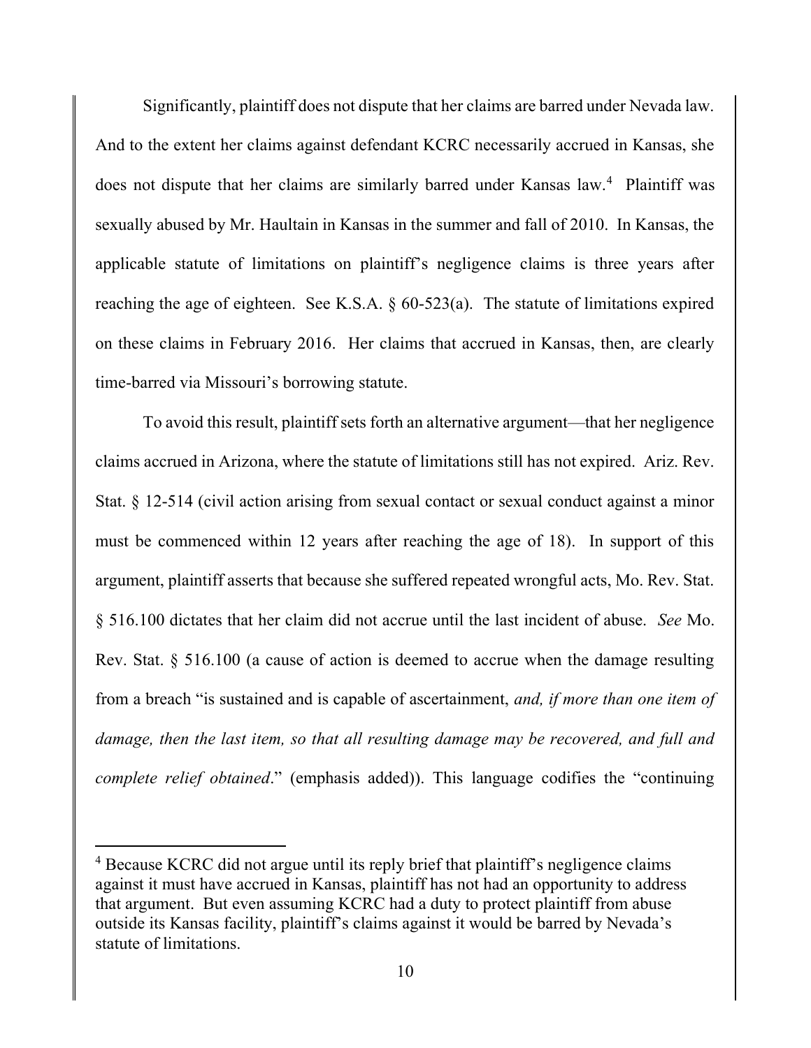Significantly, plaintiff does not dispute that her claims are barred under Nevada law. And to the extent her claims against defendant KCRC necessarily accrued in Kansas, she does not dispute that her claims are similarly barred under Kansas law.[4] Plaintiff was sexually abused by Mr. Haultain in Kansas in the summer and fall of 2010. In Kansas, the applicable statute of limitations on plaintiff's negligence claims is three years after reaching the age of eighteen. See K.S.A. § 60-523(a). The statute of limitations expired on these claims in February 2016. Her claims that accrued in Kansas, then, are clearly time-barred via Missouri's borrowing statute.

To avoid this result, plaintiff sets forth an alternative argument—that her negligence claims accrued in Arizona, where the statute of limitations still has not expired. Ariz. Rev. Stat. § 12-514 (civil action arising from sexual contact or sexual conduct against a minor must be commenced within 12 years after reaching the age of 18). In support of this argument, plaintiff asserts that because she suffered repeated wrongful acts, Mo. Rev. Stat. § 516.100 dictates that her claim did not accrue until the last incident of abuse. *See* Mo. Rev. Stat. § 516.100 (a cause of action is deemed to accrue when the damage resulting from a breach "is sustained and is capable of ascertainment, *and, if more than one item of damage, then the last item, so that all resulting damage may be recovered, and full and complete relief obtained*." (emphasis added)). This language codifies the "continuing

[4] Because KCRC did not argue until its reply brief that plaintiff's negligence claims against it must have accrued in Kansas, plaintiff has not had an opportunity to address that argument. But even assuming KCRC had a duty to protect plaintiff from abuse outside its Kansas facility, plaintiff's claims against it would be barred by Nevada's statute of limitations.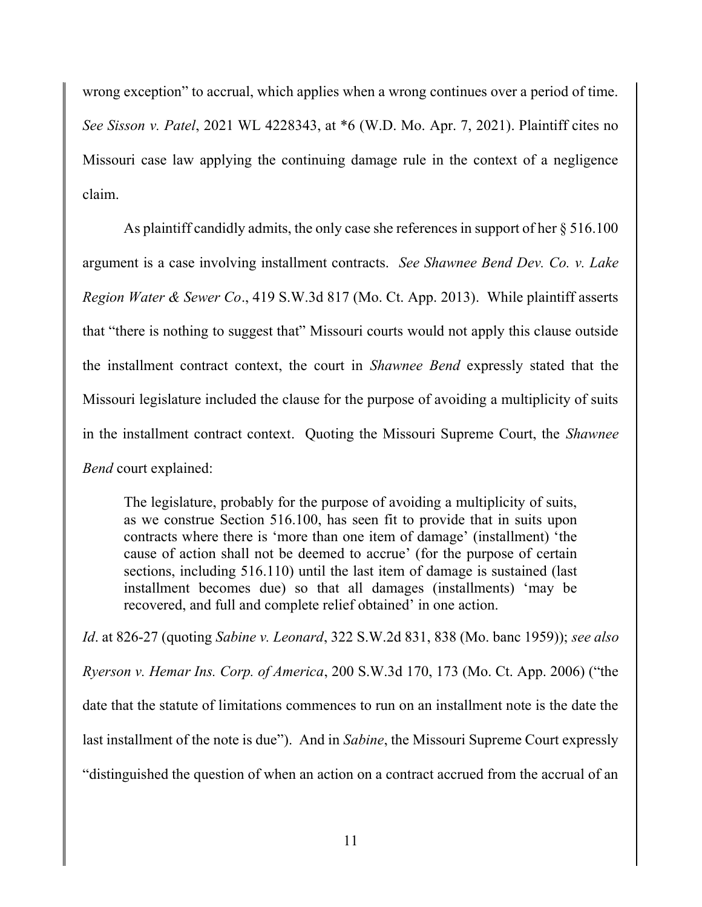wrong exception" to accrual, which applies when a wrong continues over a period of time. *See Sisson v. Patel*, 2021 WL 4228343, at *6 (W.D. Mo. Apr. 7, 2021). Plaintiff cites no Missouri case law applying the continuing damage rule in the context of a negligence claim.

As plaintiff candidly admits, the only case she references in support of her § 516.100 argument is a case involving installment contracts. *See Shawnee Bend Dev. Co. v. Lake Region Water & Sewer Co*., 419 S.W.3d 817 (Mo. Ct. App. 2013). While plaintiff asserts that "there is nothing to suggest that" Missouri courts would not apply this clause outside the installment contract context, the court in *Shawnee Bend* expressly stated that the Missouri legislature included the clause for the purpose of avoiding a multiplicity of suits in the installment contract context. Quoting the Missouri Supreme Court, the *Shawnee Bend* court explained:

> The legislature, probably for the purpose of avoiding a multiplicity of suits, as we construe Section 516.100, has seen fit to provide that in suits upon contracts where there is 'more than one item of damage' (installment) 'the cause of action shall not be deemed to accrue' (for the purpose of certain sections, including 516.110) until the last item of damage is sustained (last installment becomes due) so that all damages (installments) 'may be recovered, and full and complete relief obtained' in one action.

*Id*. at 826-27 (quoting *Sabine v. Leonard*, 322 S.W.2d 831, 838 (Mo. banc 1959)); *see also Ryerson v. Hemar Ins. Corp. of America*, 200 S.W.3d 170, 173 (Mo. Ct. App. 2006) ("the date that the statute of limitations commences to run on an installment note is the date the last installment of the note is due"). And in *Sabine*, the Missouri Supreme Court expressly "distinguished the question of when an action on a contract accrued from the accrual of an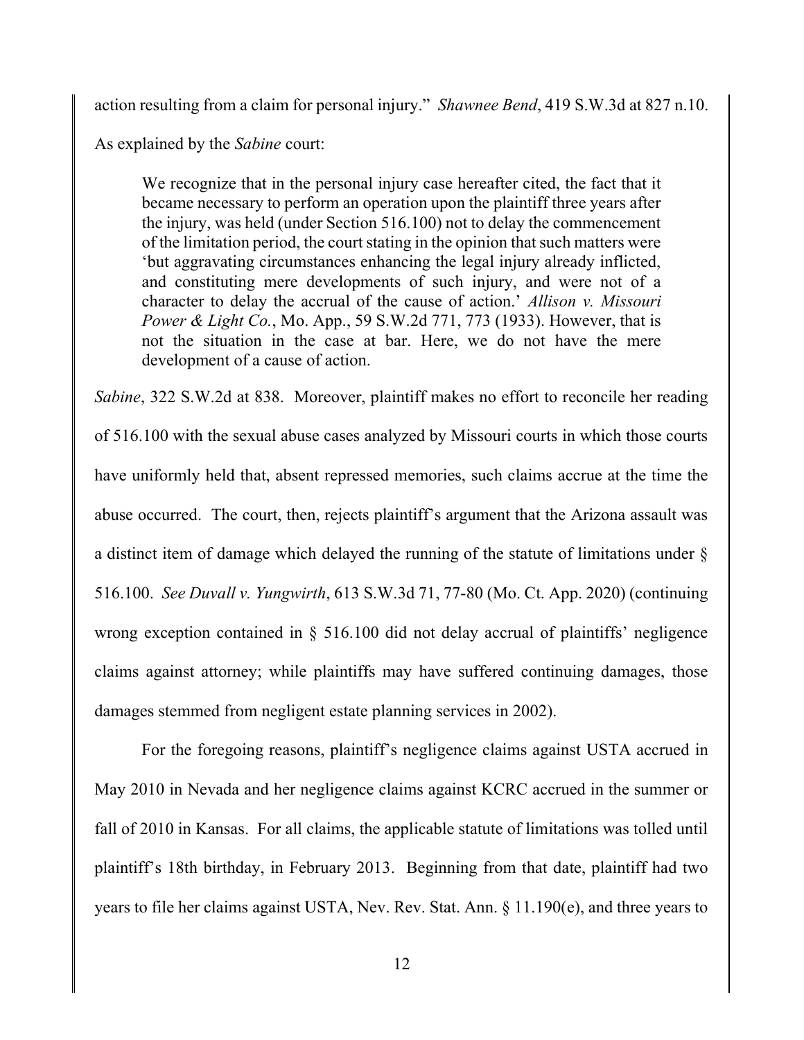action resulting from a claim for personal injury." *Shawnee Bend*, 419 S.W.3d at 827 n.10. As explained by the *Sabine* court:

> We recognize that in the personal injury case hereafter cited, the fact that it became necessary to perform an operation upon the plaintiff three years after the injury, was held (under Section 516.100) not to delay the commencement of the limitation period, the court stating in the opinion that such matters were 'but aggravating circumstances enhancing the legal injury already inflicted, and constituting mere developments of such injury, and were not of a character to delay the accrual of the cause of action.' *Allison v. Missouri Power & Light Co.*, Mo. App., 59 S.W.2d 771, 773 (1933). However, that is not the situation in the case at bar. Here, we do not have the mere development of a cause of action.

*Sabine*, 322 S.W.2d at 838. Moreover, plaintiff makes no effort to reconcile her reading of 516.100 with the sexual abuse cases analyzed by Missouri courts in which those courts have uniformly held that, absent repressed memories, such claims accrue at the time the abuse occurred. The court, then, rejects plaintiff's argument that the Arizona assault was a distinct item of damage which delayed the running of the statute of limitations under § 516.100. *See Duvall v. Yungwirth*, 613 S.W.3d 71, 77-80 (Mo. Ct. App. 2020) (continuing wrong exception contained in § 516.100 did not delay accrual of plaintiffs' negligence claims against attorney; while plaintiffs may have suffered continuing damages, those damages stemmed from negligent estate planning services in 2002).

For the foregoing reasons, plaintiff's negligence claims against USTA accrued in May 2010 in Nevada and her negligence claims against KCRC accrued in the summer or fall of 2010 in Kansas. For all claims, the applicable statute of limitations was tolled until plaintiff's 18th birthday, in February 2013. Beginning from that date, plaintiff had two years to file her claims against USTA, Nev. Rev. Stat. Ann. § 11.190(e), and three years to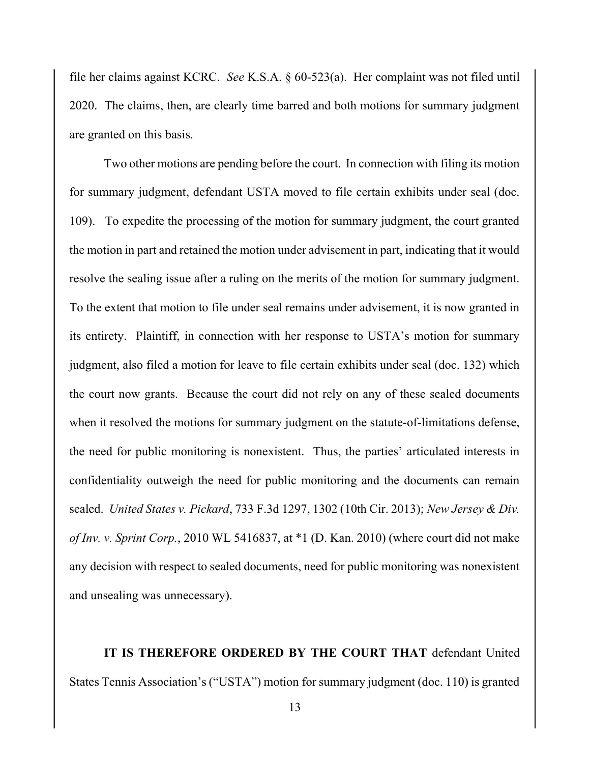file her claims against KCRC. *See* K.S.A. § 60-523(a). Her complaint was not filed until 2020. The claims, then, are clearly time barred and both motions for summary judgment are granted on this basis.

Two other motions are pending before the court. In connection with filing its motion for summary judgment, defendant USTA moved to file certain exhibits under seal (doc. 109). To expedite the processing of the motion for summary judgment, the court granted the motion in part and retained the motion under advisement in part, indicating that it would resolve the sealing issue after a ruling on the merits of the motion for summary judgment. To the extent that motion to file under seal remains under advisement, it is now granted in its entirety. Plaintiff, in connection with her response to USTA's motion for summary judgment, also filed a motion for leave to file certain exhibits under seal (doc. 132) which the court now grants. Because the court did not rely on any of these sealed documents when it resolved the motions for summary judgment on the statute-of-limitations defense, the need for public monitoring is nonexistent. Thus, the parties' articulated interests in confidentiality outweigh the need for public monitoring and the documents can remain sealed. *United States v. Pickard*, 733 F.3d 1297, 1302 (10th Cir. 2013); *New Jersey & Div. of Inv. v. Sprint Corp.*, 2010 WL 5416837, at *1 (D. Kan. 2010) (where court did not make any decision with respect to sealed documents, need for public monitoring was nonexistent and unsealing was unnecessary).

**IT IS THEREFORE ORDERED BY THE COURT THAT** defendant United States Tennis Association's ("USTA") motion for summary judgment (doc. 110) is granted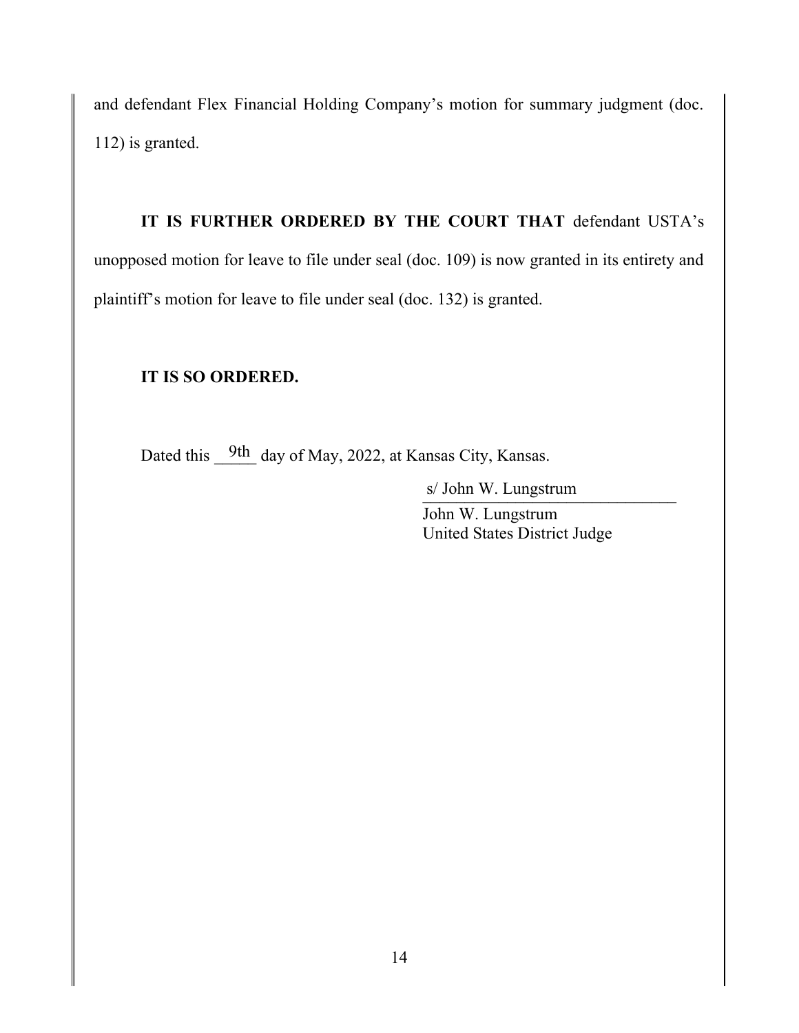and defendant Flex Financial Holding Company's motion for summary judgment (doc. 112) is granted.

**IT IS FURTHER ORDERED BY THE COURT THAT** defendant USTA's unopposed motion for leave to file under seal (doc. 109) is now granted in its entirety and plaintiff's motion for leave to file under seal (doc. 132) is granted.

**IT IS SO ORDERED.**

Dated this 9th day of May, 2022, at Kansas City, Kansas.

s/ John W. Lungstrum
John W. Lungstrum
United States District Judge